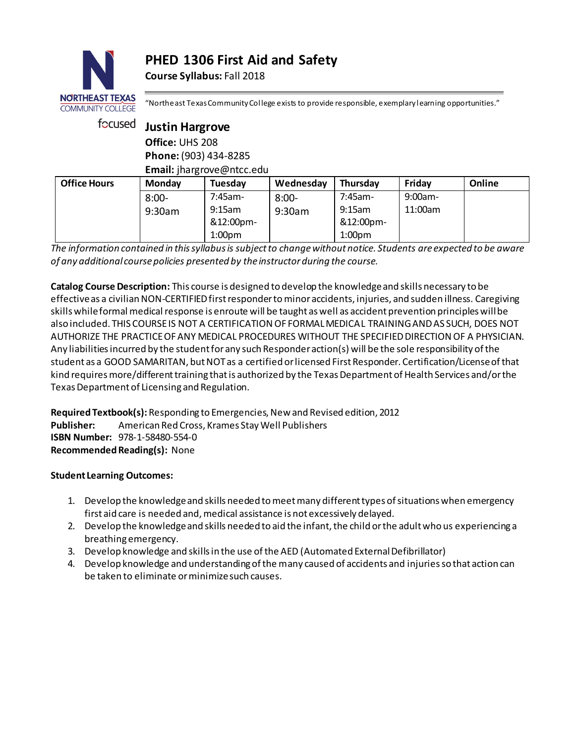# PHED 1306 First Aid and Safety

**Course Syllabus:** Fall 2018

NORTHEAST TEXAS COMMUNITY COLLEGE

focused

"Northeast Texas Community College exists to provide responsible, exemplary learning opportunities."

## Justin Hargrove

**Office:** UHS 208
**Phone:** (903) 434-8285
**Email:** jhargrove@ntcc.edu

| Office Hours | Monday | Tuesday | Wednesday | Thursday | Friday | Online |
|---|---|---|---|---|---|---|
| | 8:00-9:30am | 7:45am-9:15am &12:00pm-1:00pm | 8:00-9:30am | 7:45am-9:15am &12:00pm-1:00pm | 9:00am-11:00am | |

*The information contained in this syllabus is subject to change without notice. Students are expected to be aware of any additional course policies presented by the instructor during the course.*

**Catalog Course Description:** This course is designed to develop the knowledge and skills necessary to be effective as a civilian NON-CERTIFIED first responder to minor accidents, injuries, and sudden illness. Caregiving skills while formal medical response is enroute will be taught as well as accident prevention principles will be also included. THIS COURSE IS NOT A CERTIFICATION OF FORMAL MEDICAL TRAINING AND AS SUCH, DOES NOT AUTHORIZE THE PRACTICE OF ANY MEDICAL PROCEDURES WITHOUT THE SPECIFIED DIRECTION OF A PHYSICIAN. Any liabilities incurred by the student for any such Responder action(s) will be the sole responsibility of the student as a GOOD SAMARITAN, but NOT as a certified or licensed First Responder. Certification/License of that kind requires more/different training that is authorized by the Texas Department of Health Services and/or the Texas Department of Licensing and Regulation.

**Required Textbook(s):** Responding to Emergencies, New and Revised edition, 2012
**Publisher:** American Red Cross, Krames Stay Well Publishers
**ISBN Number:** 978-1-58480-554-0
**Recommended Reading(s):** None

**Student Learning Outcomes:**

1. Develop the knowledge and skills needed to meet many different types of situations when emergency first aid care is needed and, medical assistance is not excessively delayed.
2. Develop the knowledge and skills needed to aid the infant, the child or the adult who us experiencing a breathing emergency.
3. Develop knowledge and skills in the use of the AED (Automated External Defibrillator)
4. Develop knowledge and understanding of the many caused of accidents and injuries so that action can be taken to eliminate or minimize such causes.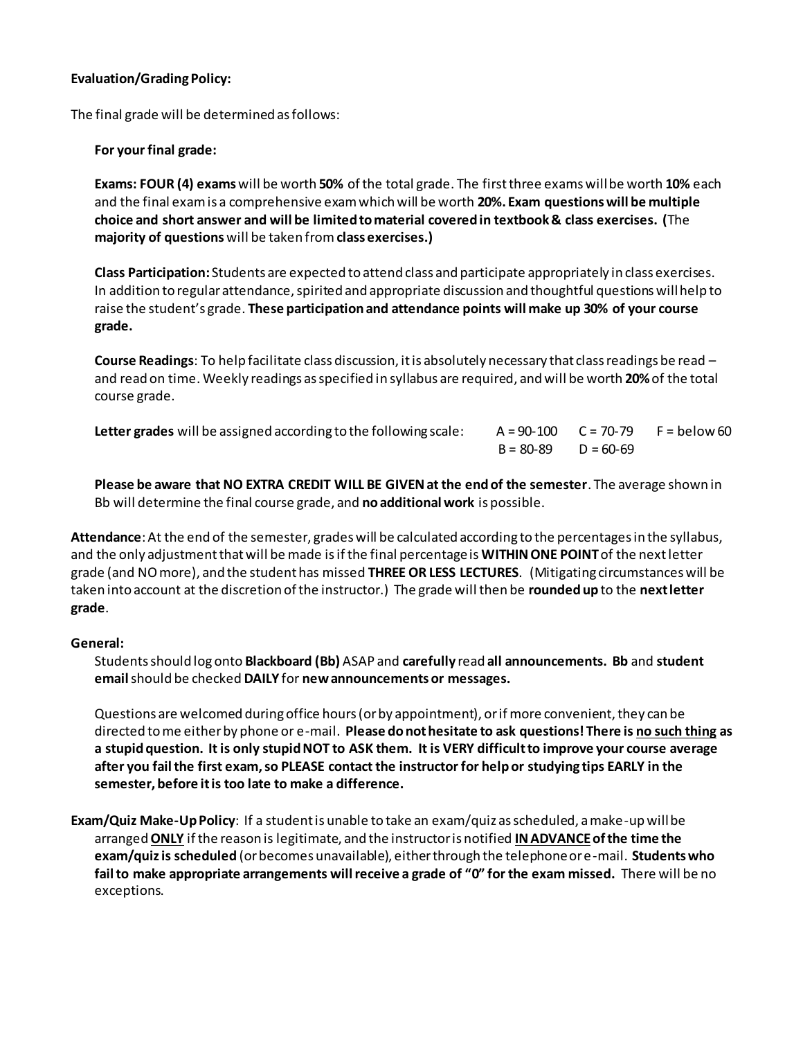**Evaluation/Grading Policy:**

The final grade will be determined as follows:

**For your final grade:**

**Exams: FOUR (4) exams** will be worth **50%** of the total grade. The first three exams will be worth **10%** each and the final exam is a comprehensive exam which will be worth **20%. Exam questions will be multiple choice and short answer and will be limited to material covered in textbook & class exercises. (**The **majority of questions** will be taken from **class exercises.)**

**Class Participation:** Students are expected to attend class and participate appropriately in class exercises. In addition to regular attendance, spirited and appropriate discussion and thoughtful questions will help to raise the student's grade. **These participation and attendance points will make up 30% of your course grade.**

**Course Readings**: To help facilitate class discussion, it is absolutely necessary that class readings be read – and read on time. Weekly readings as specified in syllabus are required, and will be worth **20%** of the total course grade.

**Letter grades** will be assigned according to the following scale:

| | | |
|---|---|---|
| A = 90-100 | C = 70-79 | F = below 60 |
| B = 80-89 | D = 60-69 | |

**Please be aware that NO EXTRA CREDIT WILL BE GIVEN at the end of the semester**. The average shown in Bb will determine the final course grade, and **no additional work** is possible.

**Attendance**: At the end of the semester, grades will be calculated according to the percentages in the syllabus, and the only adjustment that will be made is if the final percentage is **WITHIN ONE POINT** of the next letter grade (and NO more), and the student has missed **THREE OR LESS LECTURES**. (Mitigating circumstances will be taken into account at the discretion of the instructor.) The grade will then be **rounded up** to the **next letter grade**.

**General:**

Students should log onto **Blackboard (Bb)** ASAP and **carefully** read **all announcements. Bb** and **student email** should be checked **DAILY** for **new announcements or messages.**

Questions are welcomed during office hours (or by appointment), or if more convenient, they can be directed to me either by phone or e-mail. **Please do not hesitate to ask questions! There is no such thing as a stupid question. It is only stupid NOT to ASK them. It is VERY difficult to improve your course average after you fail the first exam, so PLEASE contact the instructor for help or studying tips EARLY in the semester, before it is too late to make a difference.**

**Exam/Quiz Make-Up Policy**: If a student is unable to take an exam/quiz as scheduled, a make-up will be arranged **ONLY** if the reason is legitimate, and the instructor is notified **IN ADVANCE of the time the exam/quiz is scheduled** (or becomes unavailable), either through the telephone or e-mail. **Students who fail to make appropriate arrangements will receive a grade of "0" for the exam missed.** There will be no exceptions.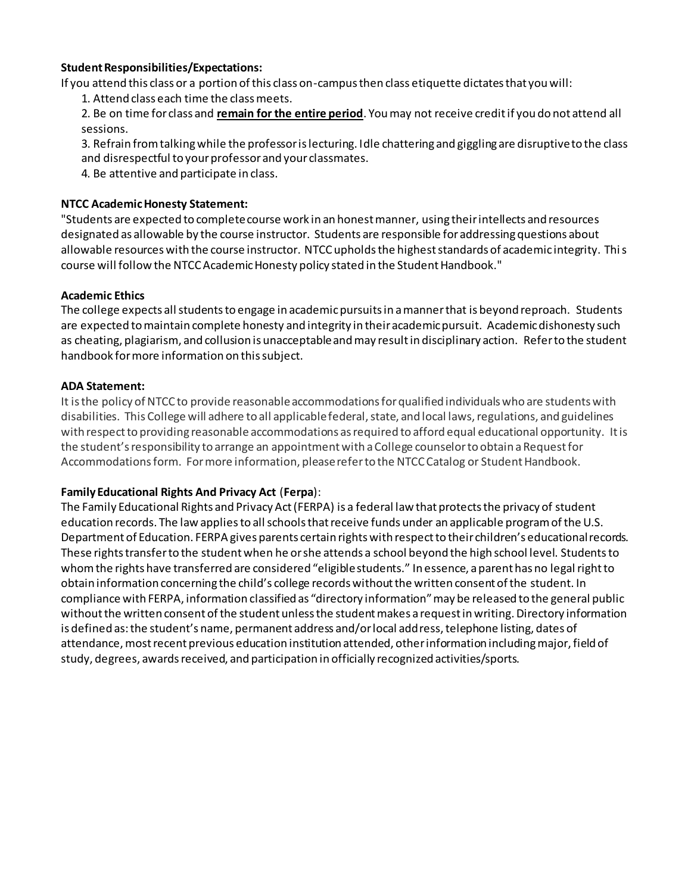**Student Responsibilities/Expectations:**

If you attend this class or a portion of this class on-campus then class etiquette dictates that you will:

1. Attend class each time the class meets.
2. Be on time for class and **remain for the entire period**. You may not receive credit if you do not attend all sessions.
3. Refrain from talking while the professor is lecturing. Idle chattering and giggling are disruptive to the class and disrespectful to your professor and your classmates.
4. Be attentive and participate in class.

**NTCC Academic Honesty Statement:**

"Students are expected to complete course work in an honest manner, using their intellects and resources designated as allowable by the course instructor. Students are responsible for addressing questions about allowable resources with the course instructor. NTCC upholds the highest standards of academic integrity. This course will follow the NTCC Academic Honesty policy stated in the Student Handbook."

**Academic Ethics**

The college expects all students to engage in academic pursuits in a manner that is beyond reproach. Students are expected to maintain complete honesty and integrity in their academic pursuit. Academic dishonesty such as cheating, plagiarism, and collusion is unacceptable and may result in disciplinary action. Refer to the student handbook for more information on this subject.

**ADA Statement:**

It is the policy of NTCC to provide reasonable accommodations for qualified individuals who are students with disabilities. This College will adhere to all applicable federal, state, and local laws, regulations, and guidelines with respect to providing reasonable accommodations as required to afford equal educational opportunity. It is the student's responsibility to arrange an appointment with a College counselor to obtain a Request for Accommodations form. For more information, please refer to the NTCC Catalog or Student Handbook.

**Family Educational Rights And Privacy Act** (**Ferpa**):

The Family Educational Rights and Privacy Act (FERPA) is a federal law that protects the privacy of student education records. The law applies to all schools that receive funds under an applicable program of the U.S. Department of Education. FERPA gives parents certain rights with respect to their children's educational records. These rights transfer to the student when he or she attends a school beyond the high school level. Students to whom the rights have transferred are considered "eligible students." In essence, a parent has no legal right to obtain information concerning the child's college records without the written consent of the student. In compliance with FERPA, information classified as "directory information" may be released to the general public without the written consent of the student unless the student makes a request in writing. Directory information is defined as: the student's name, permanent address and/or local address, telephone listing, dates of attendance, most recent previous education institution attended, other information including major, field of study, degrees, awards received, and participation in officially recognized activities/sports.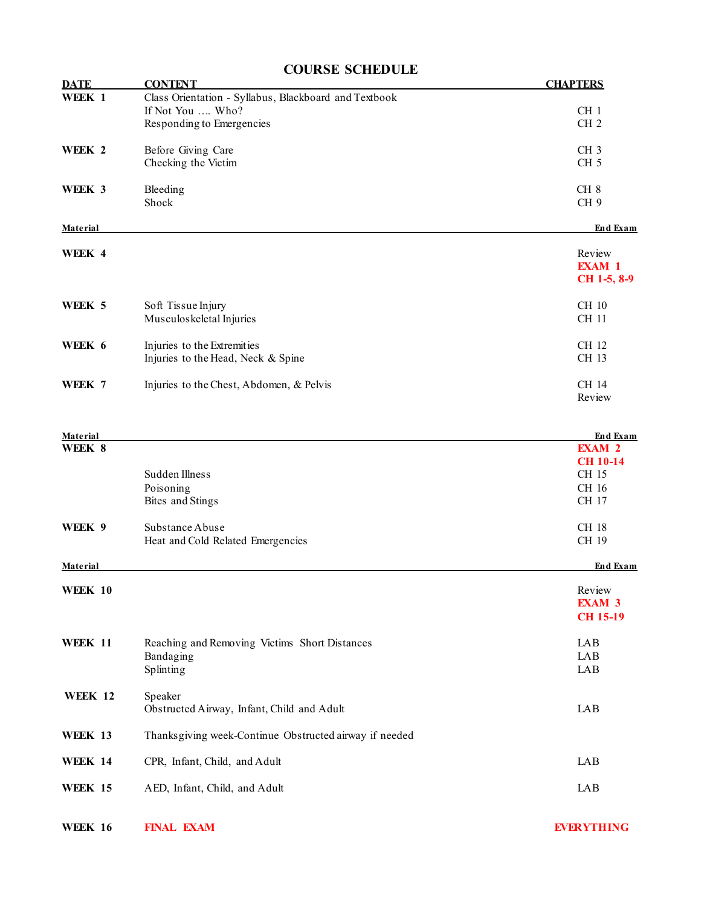# COURSE SCHEDULE

| DATE | CONTENT | CHAPTERS |
| --- | --- | --- |
| WEEK 1 | Class Orientation - Syllabus, Blackboard and Textbook | |
| | If Not You …. Who? | CH 1 |
| | Responding to Emergencies | CH 2 |
| WEEK 2 | Before Giving Care | CH 3 |
| | Checking the Victim | CH 5 |
| WEEK 3 | Bleeding | CH 8 |
| | Shock | CH 9 |
| Material | | End Exam |
| WEEK 4 | | Review |
| | | **EXAM 1** |
| | | **CH 1-5, 8-9** |
| WEEK 5 | Soft Tissue Injury | CH 10 |
| | Musculoskeletal Injuries | CH 11 |
| WEEK 6 | Injuries to the Extremities | CH 12 |
| | Injuries to the Head, Neck & Spine | CH 13 |
| WEEK 7 | Injuries to the Chest, Abdomen, & Pelvis | CH 14 |
| | | Review |
| Material | | End Exam |
| WEEK 8 | | **EXAM 2** |
| | | **CH 10-14** |
| | Sudden Illness | CH 15 |
| | Poisoning | CH 16 |
| | Bites and Stings | CH 17 |
| WEEK 9 | Substance Abuse | CH 18 |
| | Heat and Cold Related Emergencies | CH 19 |
| Material | | End Exam |
| WEEK 10 | | Review |
| | | **EXAM 3** |
| | | **CH 15-19** |
| WEEK 11 | Reaching and Removing Victims Short Distances | LAB |
| | Bandaging | LAB |
| | Splinting | LAB |
| WEEK 12 | Speaker | |
| | Obstructed Airway, Infant, Child and Adult | LAB |
| WEEK 13 | Thanksgiving week-Continue Obstructed airway if needed | |
| WEEK 14 | CPR, Infant, Child, and Adult | LAB |
| WEEK 15 | AED, Infant, Child, and Adult | LAB |
| WEEK 16 | **FINAL EXAM** | **EVERYTHING** |